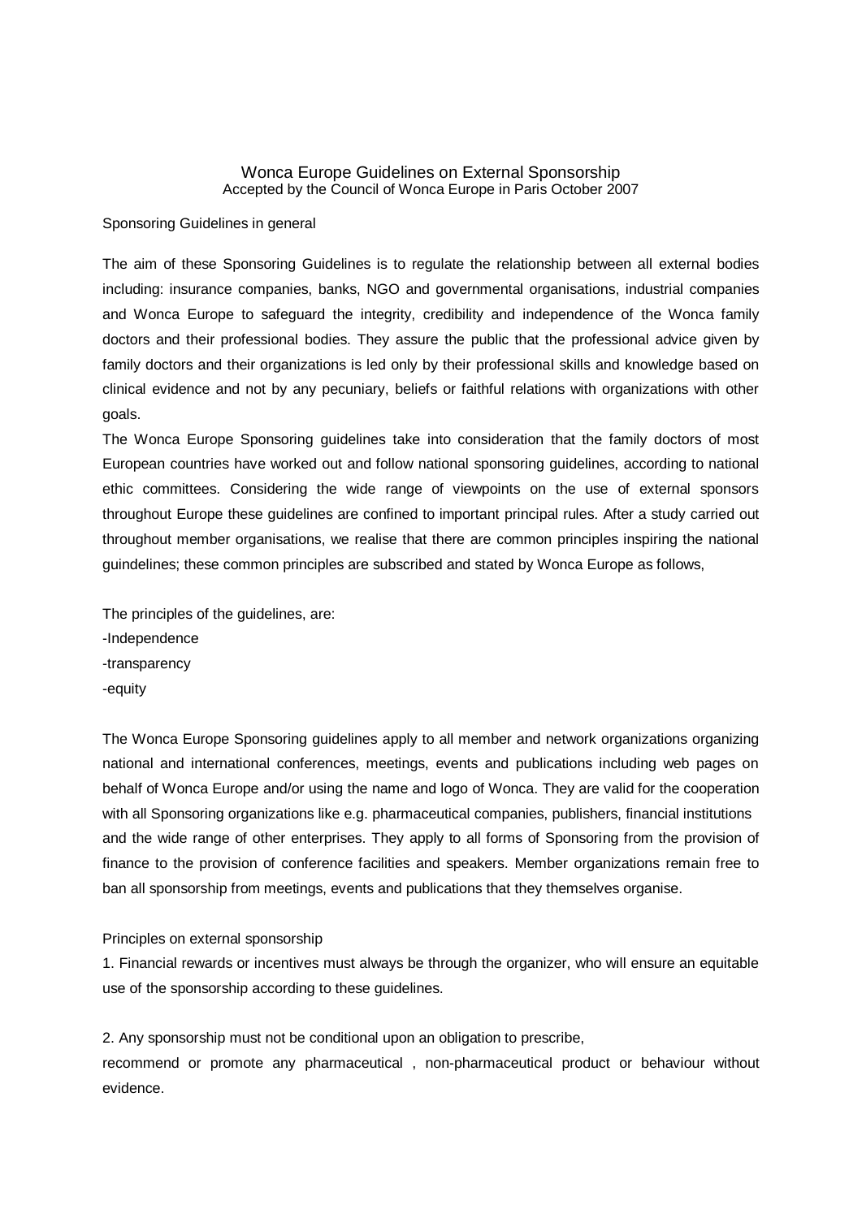# Wonca Europe Guidelines on External Sponsorship

Accepted by the Council of Wonca Europe in Paris October 2007

## Sponsoring Guidelines in general

The aim of these Sponsoring Guidelines is to regulate the relationship between all external bodies including: insurance companies, banks, NGO and governmental organisations, industrial companies and Wonca Europe to safeguard the integrity, credibility and independence of the Wonca family doctors and their professional bodies. They assure the public that the professional advice given by family doctors and their organizations is led only by their professional skills and knowledge based on clinical evidence and not by any pecuniary, beliefs or faithful relations with organizations with other goals.

The Wonca Europe Sponsoring guidelines take into consideration that the family doctors of most European countries have worked out and follow national sponsoring guidelines, according to national ethic committees. Considering the wide range of viewpoints on the use of external sponsors throughout Europe these guidelines are confined to important principal rules. After a study carried out throughout member organisations, we realise that there are common principles inspiring the national guindelines; these common principles are subscribed and stated by Wonca Europe as follows,

The principles of the guidelines, are:

-Independence

-transparency

-equity

The Wonca Europe Sponsoring guidelines apply to all member and network organizations organizing national and international conferences, meetings, events and publications including web pages on behalf of Wonca Europe and/or using the name and logo of Wonca. They are valid for the cooperation with all Sponsoring organizations like e.g. pharmaceutical companies, publishers, financial institutions and the wide range of other enterprises. They apply to all forms of Sponsoring from the provision of finance to the provision of conference facilities and speakers. Member organizations remain free to ban all sponsorship from meetings, events and publications that they themselves organise.

## Principles on external sponsorship

1. Financial rewards or incentives must always be through the organizer, who will ensure an equitable use of the sponsorship according to these guidelines.

2. Any sponsorship must not be conditional upon an obligation to prescribe, recommend or promote any pharmaceutical , non-pharmaceutical product or behaviour without evidence.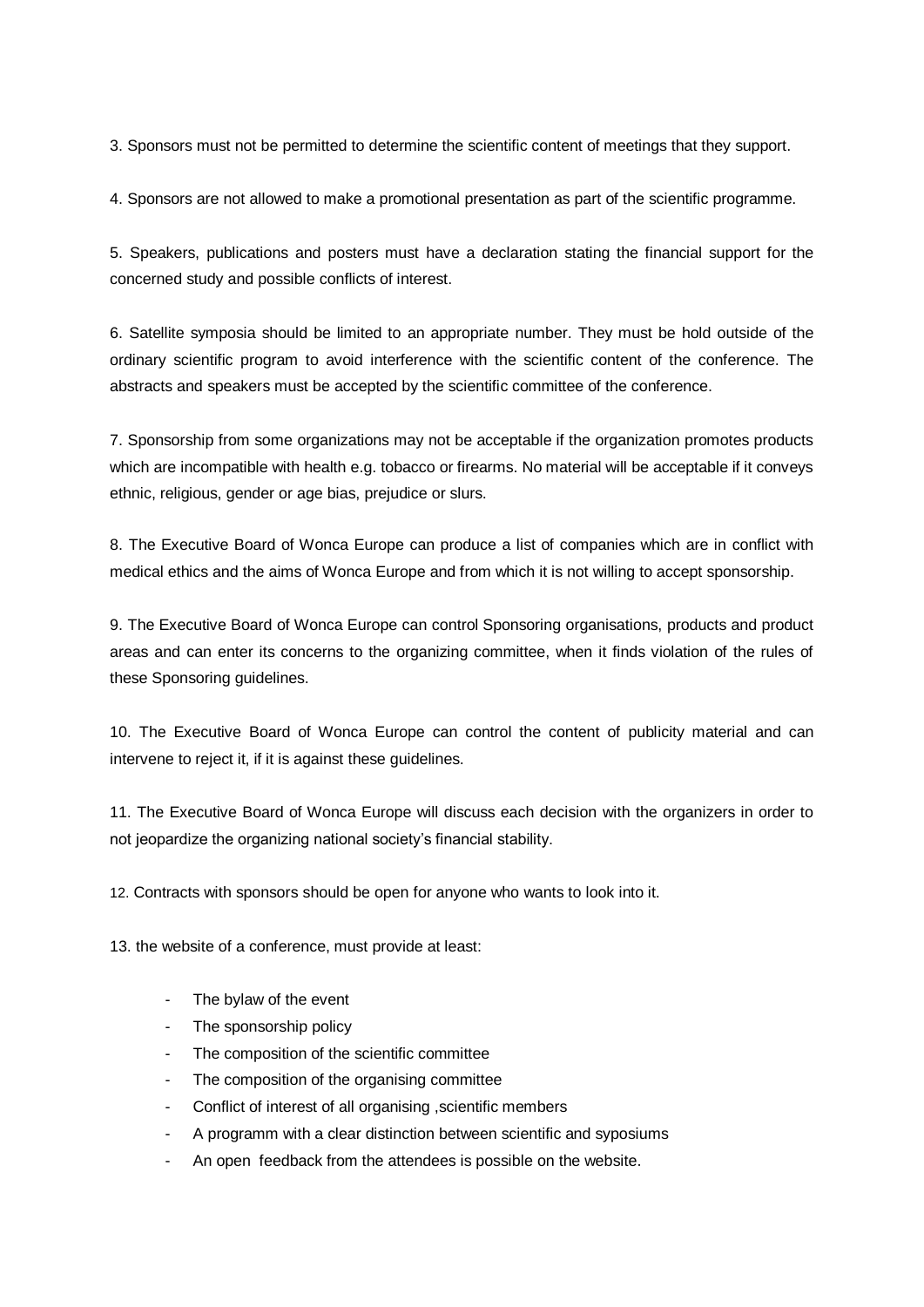3. Sponsors must not be permitted to determine the scientific content of meetings that they support.

4. Sponsors are not allowed to make a promotional presentation as part of the scientific programme.

5. Speakers, publications and posters must have a declaration stating the financial support for the concerned study and possible conflicts of interest.

6. Satellite symposia should be limited to an appropriate number. They must be hold outside of the ordinary scientific program to avoid interference with the scientific content of the conference. The abstracts and speakers must be accepted by the scientific committee of the conference.

7. Sponsorship from some organizations may not be acceptable if the organization promotes products which are incompatible with health e.g. tobacco or firearms. No material will be acceptable if it conveys ethnic, religious, gender or age bias, prejudice or slurs.

8. The Executive Board of Wonca Europe can produce a list of companies which are in conflict with medical ethics and the aims of Wonca Europe and from which it is not willing to accept sponsorship.

9. The Executive Board of Wonca Europe can control Sponsoring organisations, products and product areas and can enter its concerns to the organizing committee, when it finds violation of the rules of these Sponsoring guidelines.

10. The Executive Board of Wonca Europe can control the content of publicity material and can intervene to reject it, if it is against these guidelines.

11. The Executive Board of Wonca Europe will discuss each decision with the organizers in order to not jeopardize the organizing national society's financial stability.

12. Contracts with sponsors should be open for anyone who wants to look into it.

13. the website of a conference, must provide at least:

- The bylaw of the event
- The sponsorship policy
- The composition of the scientific committee
- The composition of the organising committee
- Conflict of interest of all organising ,scientific members
- A programm with a clear distinction between scientific and syposiums
- An open feedback from the attendees is possible on the website.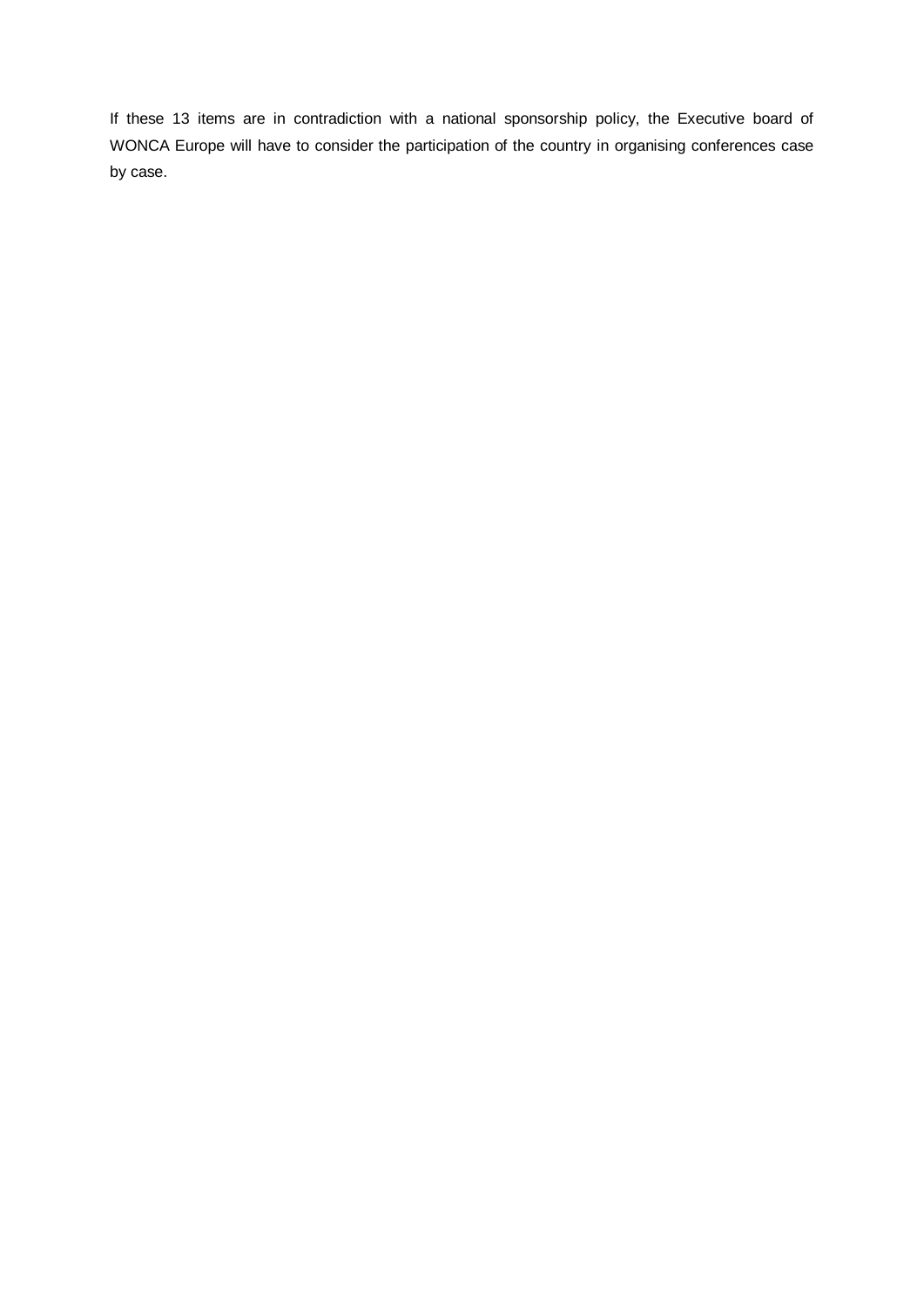If these 13 items are in contradiction with a national sponsorship policy, the Executive board of WONCA Europe will have to consider the participation of the country in organising conferences case by case.